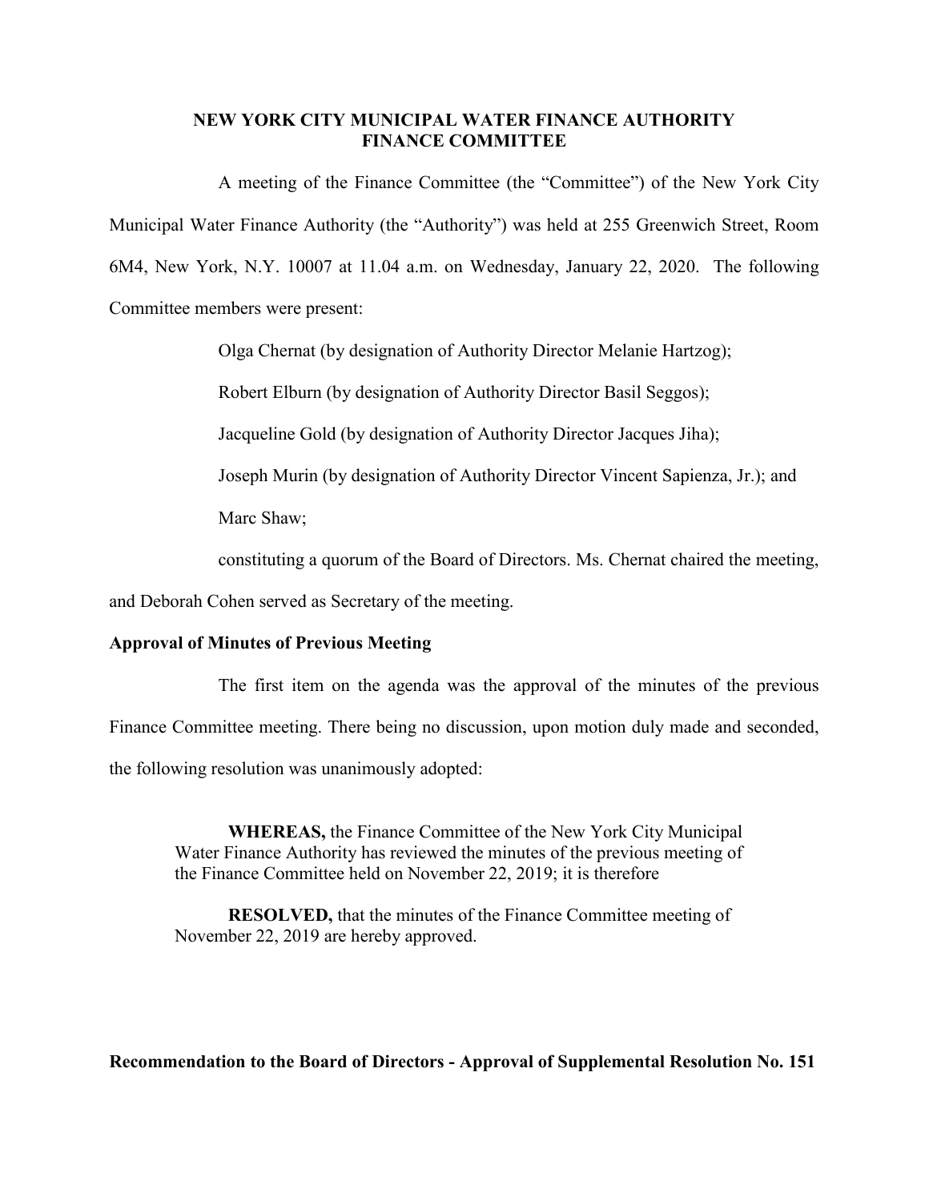# NEW YORK CITY MUNICIPAL WATER FINANCE AUTHORITY
## FINANCE COMMITTEE

A meeting of the Finance Committee (the "Committee") of the New York City Municipal Water Finance Authority (the "Authority") was held at 255 Greenwich Street, Room 6M4, New York, N.Y. 10007 at 11.04 a.m. on Wednesday, January 22, 2020. The following Committee members were present:

Olga Chernat (by designation of Authority Director Melanie Hartzog);

Robert Elburn (by designation of Authority Director Basil Seggos);

Jacqueline Gold (by designation of Authority Director Jacques Jiha);

Joseph Murin (by designation of Authority Director Vincent Sapienza, Jr.); and

Marc Shaw;

constituting a quorum of the Board of Directors. Ms. Chernat chaired the meeting, and Deborah Cohen served as Secretary of the meeting.

**Approval of Minutes of Previous Meeting**

The first item on the agenda was the approval of the minutes of the previous Finance Committee meeting. There being no discussion, upon motion duly made and seconded, the following resolution was unanimously adopted:

> **WHEREAS,** the Finance Committee of the New York City Municipal Water Finance Authority has reviewed the minutes of the previous meeting of the Finance Committee held on November 22, 2019; it is therefore
>
> **RESOLVED,** that the minutes of the Finance Committee meeting of November 22, 2019 are hereby approved.

**Recommendation to the Board of Directors - Approval of Supplemental Resolution No. 151**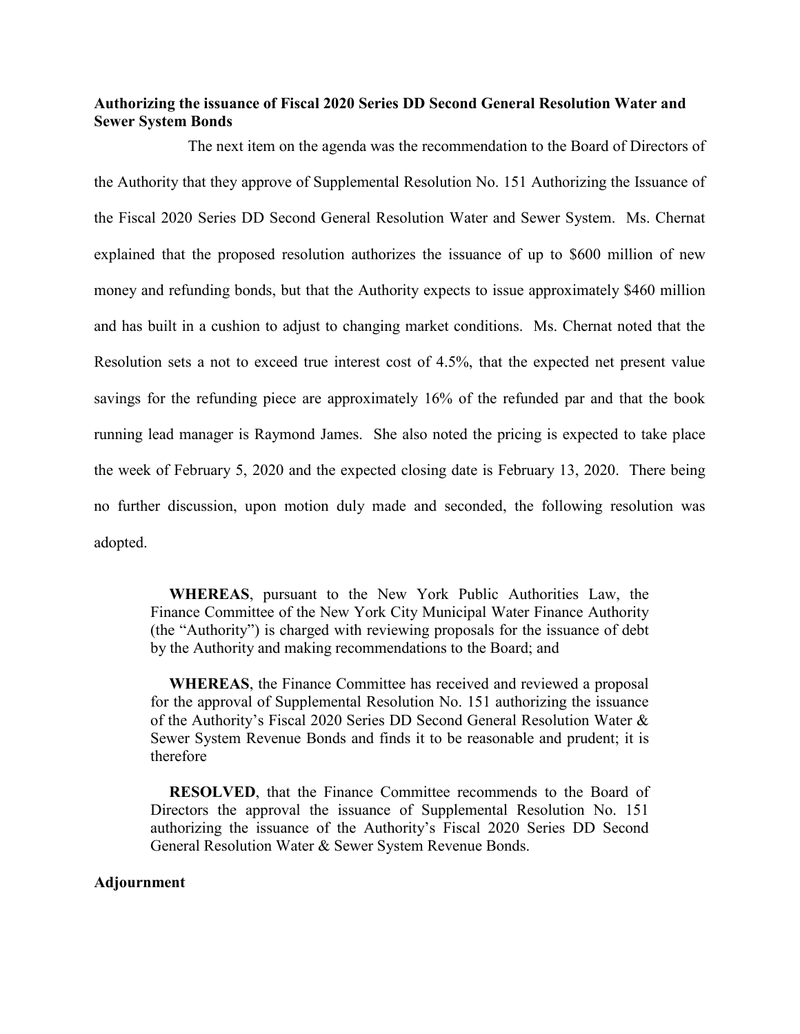**Authorizing the issuance of Fiscal 2020 Series DD Second General Resolution Water and Sewer System Bonds**

The next item on the agenda was the recommendation to the Board of Directors of the Authority that they approve of Supplemental Resolution No. 151 Authorizing the Issuance of the Fiscal 2020 Series DD Second General Resolution Water and Sewer System. Ms. Chernat explained that the proposed resolution authorizes the issuance of up to $600 million of new money and refunding bonds, but that the Authority expects to issue approximately $460 million and has built in a cushion to adjust to changing market conditions. Ms. Chernat noted that the Resolution sets a not to exceed true interest cost of 4.5%, that the expected net present value savings for the refunding piece are approximately 16% of the refunded par and that the book running lead manager is Raymond James. She also noted the pricing is expected to take place the week of February 5, 2020 and the expected closing date is February 13, 2020. There being no further discussion, upon motion duly made and seconded, the following resolution was adopted.

> **WHEREAS**, pursuant to the New York Public Authorities Law, the Finance Committee of the New York City Municipal Water Finance Authority (the "Authority") is charged with reviewing proposals for the issuance of debt by the Authority and making recommendations to the Board; and
>
> **WHEREAS**, the Finance Committee has received and reviewed a proposal for the approval of Supplemental Resolution No. 151 authorizing the issuance of the Authority's Fiscal 2020 Series DD Second General Resolution Water & Sewer System Revenue Bonds and finds it to be reasonable and prudent; it is therefore
>
> **RESOLVED**, that the Finance Committee recommends to the Board of Directors the approval the issuance of Supplemental Resolution No. 151 authorizing the issuance of the Authority's Fiscal 2020 Series DD Second General Resolution Water & Sewer System Revenue Bonds.

**Adjournment**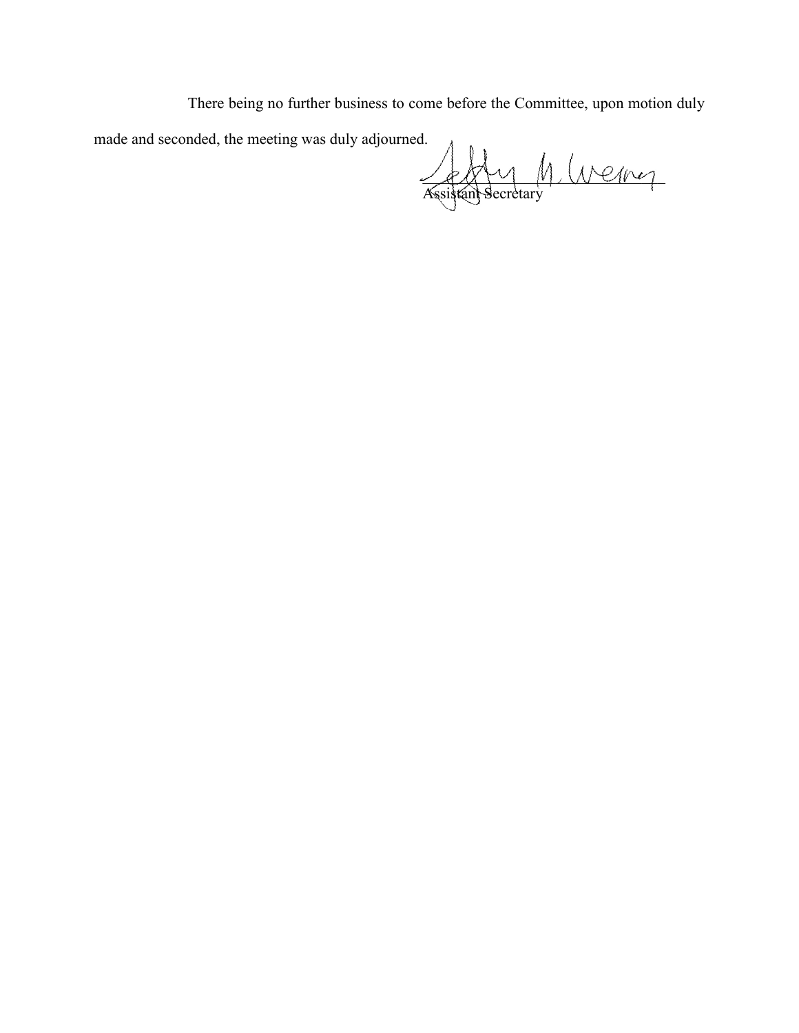There being no further business to come before the Committee, upon motion duly made and seconded, the meeting was duly adjourned.

Assistant Secretary